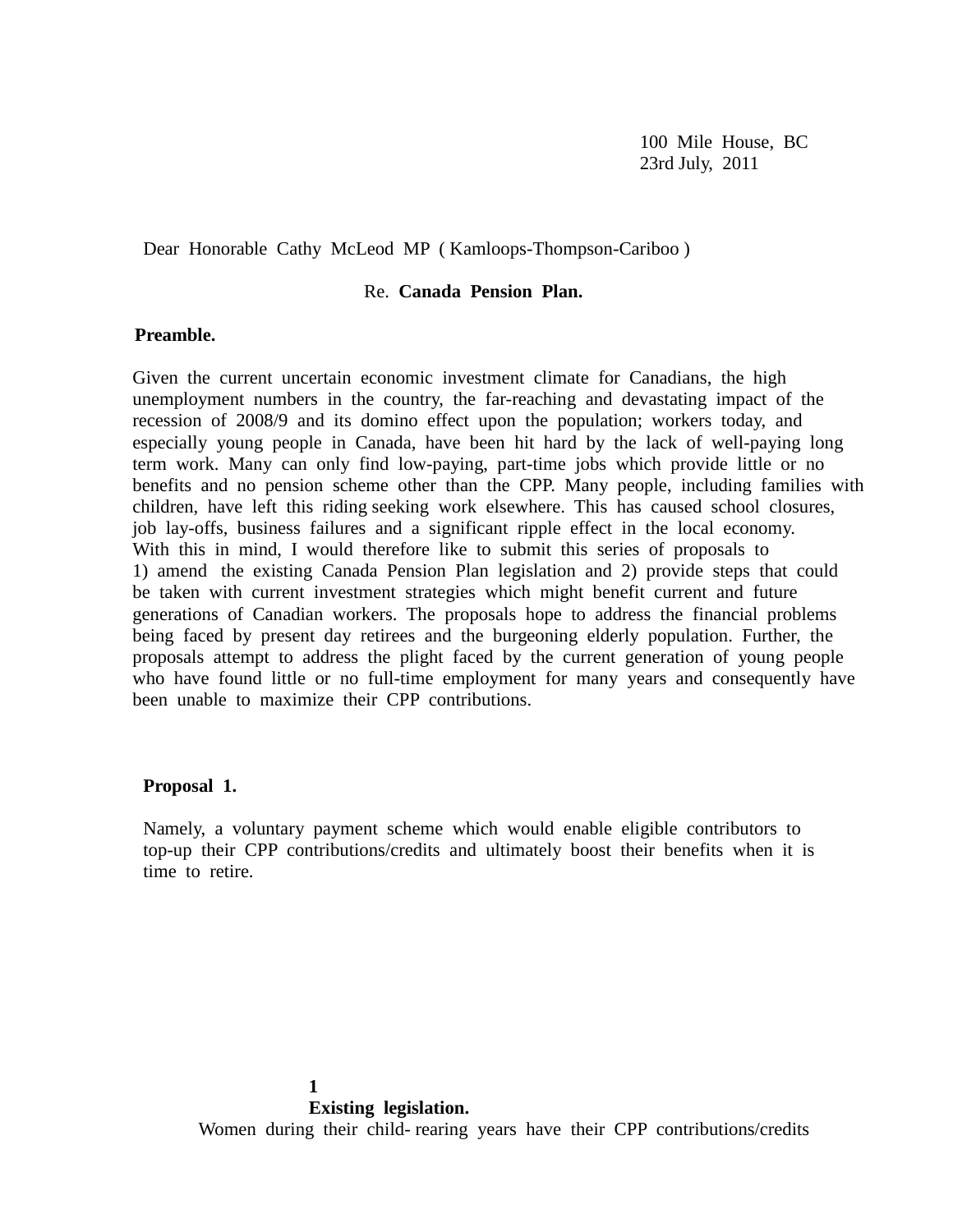100 Mile House, BC
23rd July, 2011

Dear Honorable Cathy McLeod MP ( Kamloops-Thompson-Cariboo )

Re. **Canada Pension Plan.**

**Preamble.**

Given the current uncertain economic investment climate for Canadians, the high unemployment numbers in the country, the far-reaching and devastating impact of the recession of 2008/9 and its domino effect upon the population; workers today, and especially young people in Canada, have been hit hard by the lack of well-paying long term work. Many can only find low-paying, part-time jobs which provide little or no benefits and no pension scheme other than the CPP. Many people, including families with children, have left this riding seeking work elsewhere. This has caused school closures, job lay-offs, business failures and a significant ripple effect in the local economy. With this in mind, I would therefore like to submit this series of proposals to 1) amend the existing Canada Pension Plan legislation and 2) provide steps that could be taken with current investment strategies which might benefit current and future generations of Canadian workers. The proposals hope to address the financial problems being faced by present day retirees and the burgeoning elderly population. Further, the proposals attempt to address the plight faced by the current generation of young people who have found little or no full-time employment for many years and consequently have been unable to maximize their CPP contributions.

**Proposal 1.**

Namely, a voluntary payment scheme which would enable eligible contributors to top-up their CPP contributions/credits and ultimately boost their benefits when it is time to retire.

**Existing legislation.**

Women during their child- rearing years have their CPP contributions/credits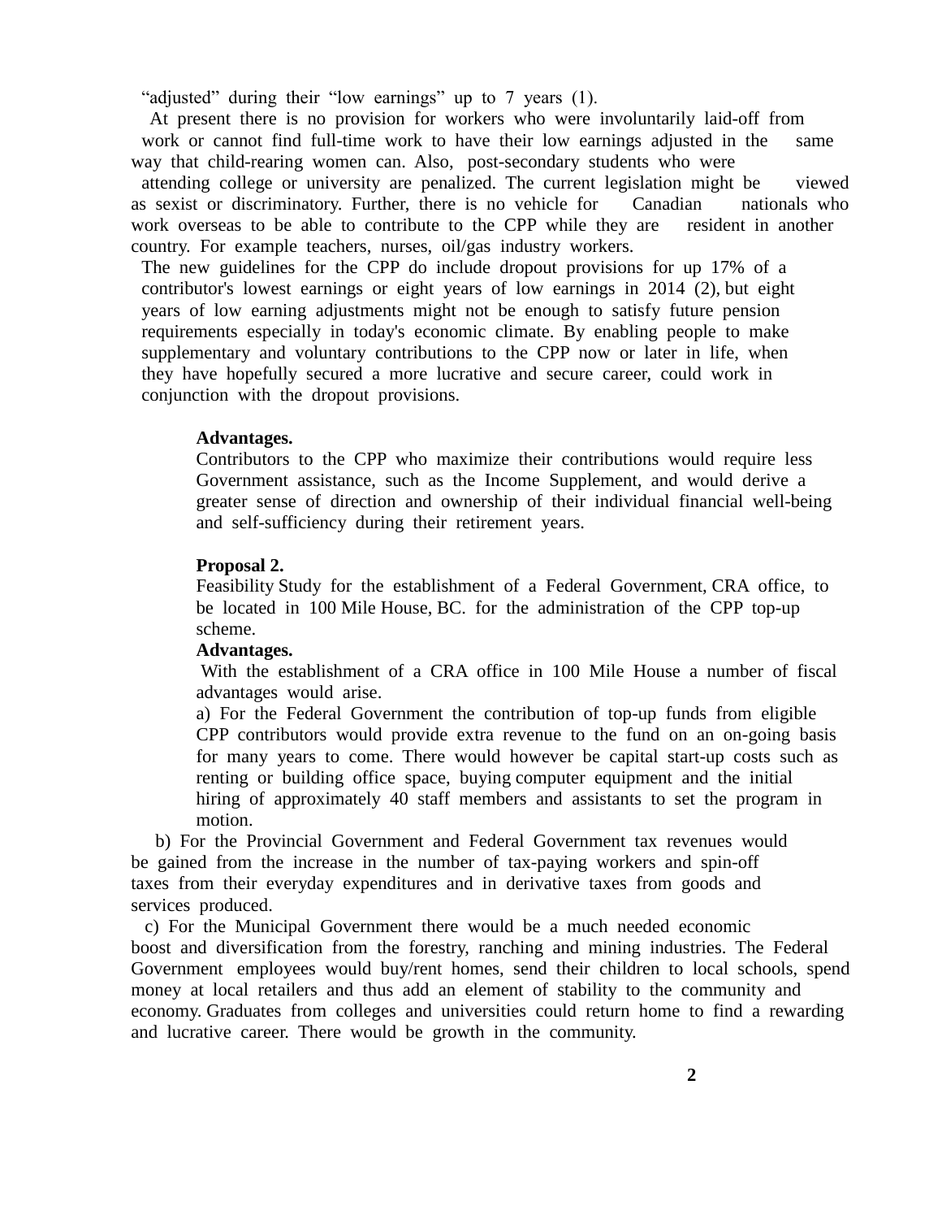"adjusted" during their "low earnings" up to 7 years (1).

At present there is no provision for workers who were involuntarily laid-off from work or cannot find full-time work to have their low earnings adjusted in the same way that child-rearing women can. Also, post-secondary students who were attending college or university are penalized. The current legislation might be viewed as sexist or discriminatory. Further, there is no vehicle for Canadian nationals who work overseas to be able to contribute to the CPP while they are resident in another country. For example teachers, nurses, oil/gas industry workers.

The new guidelines for the CPP do include dropout provisions for up 17% of a contributor's lowest earnings or eight years of low earnings in 2014 (2), but eight years of low earning adjustments might not be enough to satisfy future pension requirements especially in today's economic climate. By enabling people to make supplementary and voluntary contributions to the CPP now or later in life, when they have hopefully secured a more lucrative and secure career, could work in conjunction with the dropout provisions.

**Advantages.**

Contributors to the CPP who maximize their contributions would require less Government assistance, such as the Income Supplement, and would derive a greater sense of direction and ownership of their individual financial well-being and self-sufficiency during their retirement years.

**Proposal 2.**

Feasibility Study for the establishment of a Federal Government, CRA office, to be located in 100 Mile House, BC. for the administration of the CPP top-up scheme.

**Advantages.**

With the establishment of a CRA office in 100 Mile House a number of fiscal advantages would arise.

a) For the Federal Government the contribution of top-up funds from eligible CPP contributors would provide extra revenue to the fund on an on-going basis for many years to come. There would however be capital start-up costs such as renting or building office space, buying computer equipment and the initial hiring of approximately 40 staff members and assistants to set the program in motion.

b) For the Provincial Government and Federal Government tax revenues would be gained from the increase in the number of tax-paying workers and spin-off taxes from their everyday expenditures and in derivative taxes from goods and services produced.

c) For the Municipal Government there would be a much needed economic boost and diversification from the forestry, ranching and mining industries. The Federal Government employees would buy/rent homes, send their children to local schools, spend money at local retailers and thus add an element of stability to the community and economy. Graduates from colleges and universities could return home to find a rewarding and lucrative career. There would be growth in the community.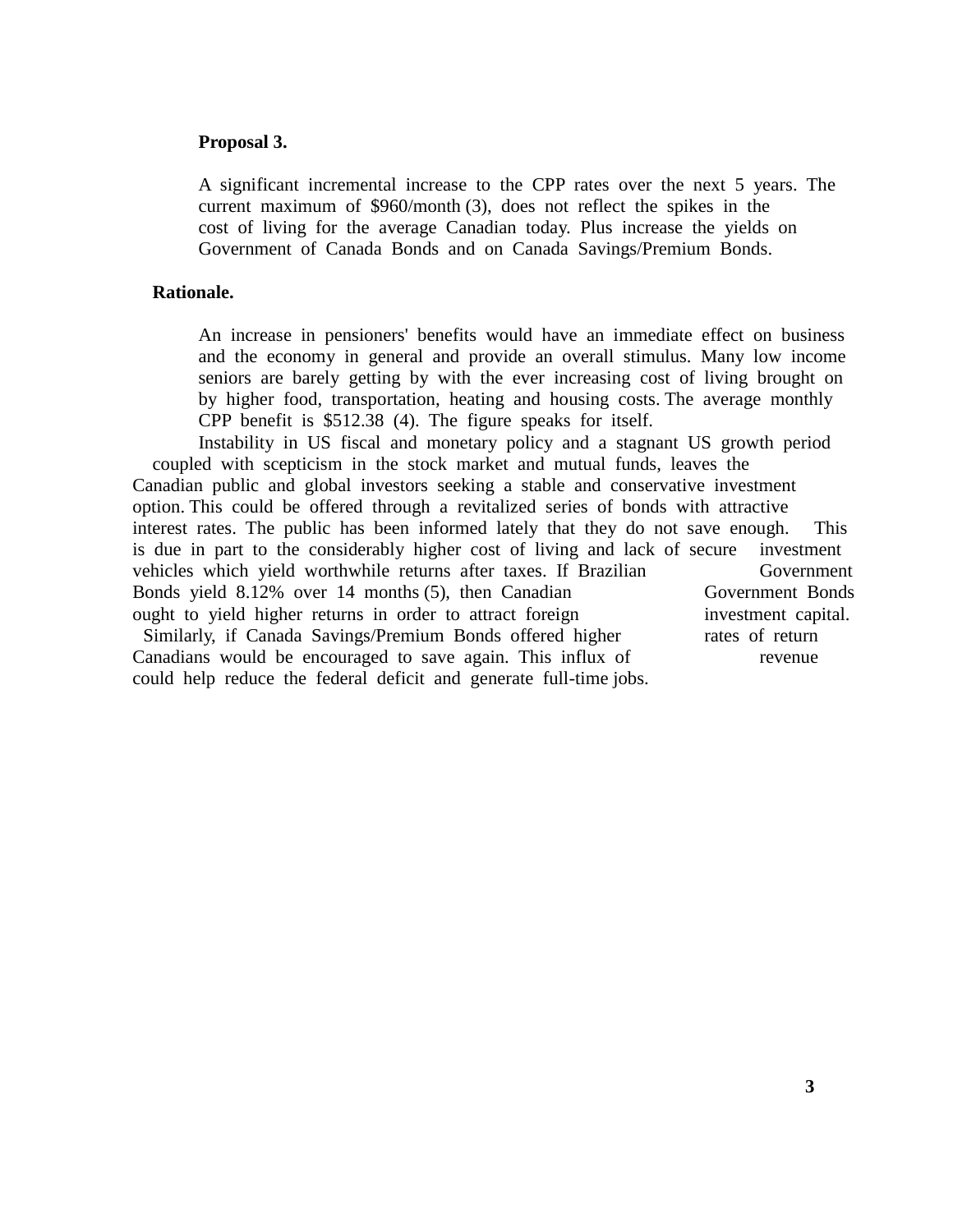**Proposal 3.**

A significant incremental increase to the CPP rates over the next 5 years. The current maximum of $960/month (3), does not reflect the spikes in the cost of living for the average Canadian today. Plus increase the yields on Government of Canada Bonds and on Canada Savings/Premium Bonds.

**Rationale.**

An increase in pensioners' benefits would have an immediate effect on business and the economy in general and provide an overall stimulus. Many low income seniors are barely getting by with the ever increasing cost of living brought on by higher food, transportation, heating and housing costs. The average monthly CPP benefit is $512.38 (4). The figure speaks for itself.

Instability in US fiscal and monetary policy and a stagnant US growth period coupled with scepticism in the stock market and mutual funds, leaves the Canadian public and global investors seeking a stable and conservative investment option. This could be offered through a revitalized series of bonds with attractive interest rates. The public has been informed lately that they do not save enough. This is due in part to the considerably higher cost of living and lack of secure investment vehicles which yield worthwhile returns after taxes. If Brazilian Government Bonds yield 8.12% over 14 months (5), then Canadian Government Bonds ought to yield higher returns in order to attract foreign investment capital. Similarly, if Canada Savings/Premium Bonds offered higher rates of return Canadians would be encouraged to save again. This influx of revenue could help reduce the federal deficit and generate full-time jobs.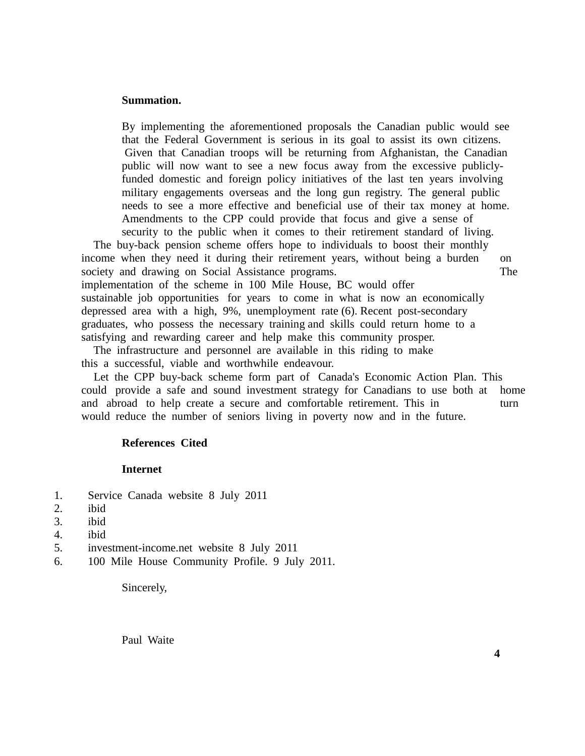**Summation.**

By implementing the aforementioned proposals the Canadian public would see that the Federal Government is serious in its goal to assist its own citizens. Given that Canadian troops will be returning from Afghanistan, the Canadian public will now want to see a new focus away from the excessive publicly-funded domestic and foreign policy initiatives of the last ten years involving military engagements overseas and the long gun registry. The general public needs to see a more effective and beneficial use of their tax money at home. Amendments to the CPP could provide that focus and give a sense of security to the public when it comes to their retirement standard of living.

The buy-back pension scheme offers hope to individuals to boost their monthly income when they need it during their retirement years, without being a burden on society and drawing on Social Assistance programs. The implementation of the scheme in 100 Mile House, BC would offer sustainable job opportunities for years to come in what is now an economically depressed area with a high, 9%, unemployment rate (6). Recent post-secondary graduates, who possess the necessary training and skills could return home to a satisfying and rewarding career and help make this community prosper.

The infrastructure and personnel are available in this riding to make this a successful, viable and worthwhile endeavour.

Let the CPP buy-back scheme form part of Canada's Economic Action Plan. This could provide a safe and sound investment strategy for Canadians to use both at home and abroad to help create a secure and comfortable retirement. This in turn would reduce the number of seniors living in poverty now and in the future.

**References Cited**

**Internet**

1. Service Canada website 8 July 2011
2. ibid
3. ibid
4. ibid
5. investment-income.net website 8 July 2011
6. 100 Mile House Community Profile. 9 July 2011.

Sincerely,

Paul Waite